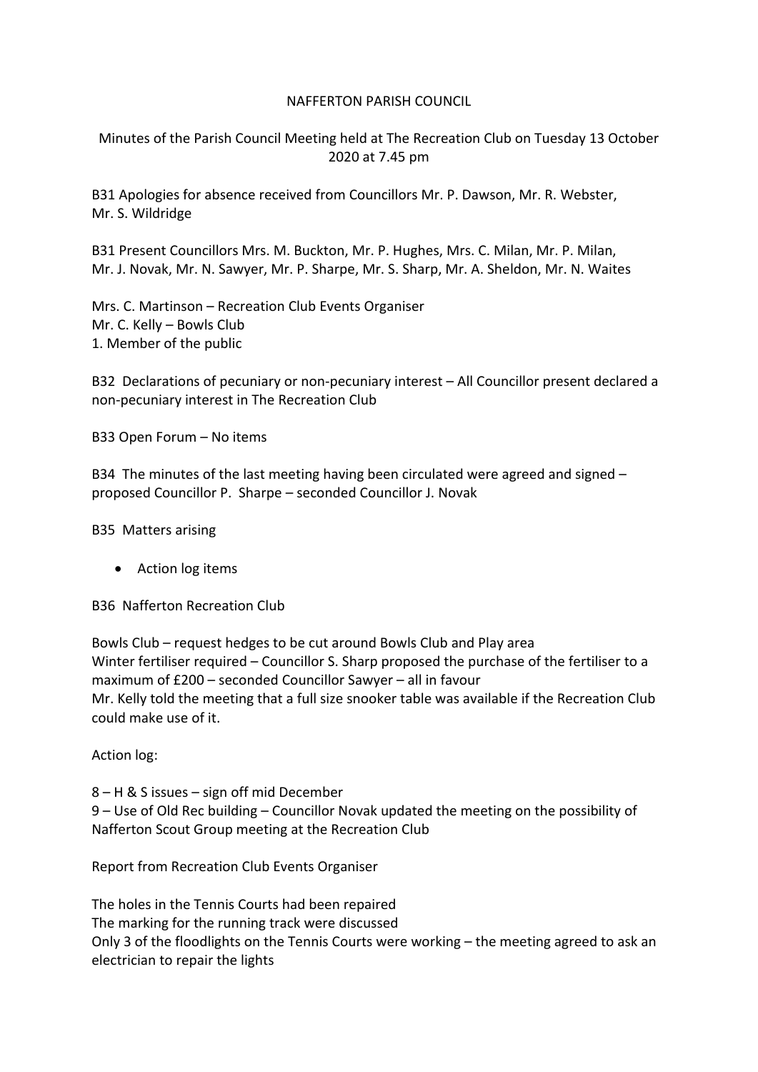NAFFERTON PARISH COUNCIL

Minutes of the Parish Council Meeting held at The Recreation Club on Tuesday 13 October 2020 at 7.45 pm

B31 Apologies for absence received from Councillors Mr. P. Dawson, Mr. R. Webster, Mr. S. Wildridge

B31 Present Councillors Mrs. M. Buckton, Mr. P. Hughes, Mrs. C. Milan, Mr. P. Milan, Mr. J. Novak, Mr. N. Sawyer, Mr. P. Sharpe, Mr. S. Sharp, Mr. A. Sheldon, Mr. N. Waites

Mrs. C. Martinson – Recreation Club Events Organiser
Mr. C. Kelly – Bowls Club
1. Member of the public

B32 Declarations of pecuniary or non-pecuniary interest – All Councillor present declared a non-pecuniary interest in The Recreation Club

B33 Open Forum – No items

B34 The minutes of the last meeting having been circulated were agreed and signed – proposed Councillor P. Sharpe – seconded Councillor J. Novak

B35 Matters arising

- Action log items

B36 Nafferton Recreation Club

Bowls Club – request hedges to be cut around Bowls Club and Play area
Winter fertiliser required – Councillor S. Sharp proposed the purchase of the fertiliser to a maximum of £200 – seconded Councillor Sawyer – all in favour
Mr. Kelly told the meeting that a full size snooker table was available if the Recreation Club could make use of it.

Action log:

8 – H & S issues – sign off mid December
9 – Use of Old Rec building – Councillor Novak updated the meeting on the possibility of Nafferton Scout Group meeting at the Recreation Club

Report from Recreation Club Events Organiser

The holes in the Tennis Courts had been repaired
The marking for the running track were discussed
Only 3 of the floodlights on the Tennis Courts were working – the meeting agreed to ask an electrician to repair the lights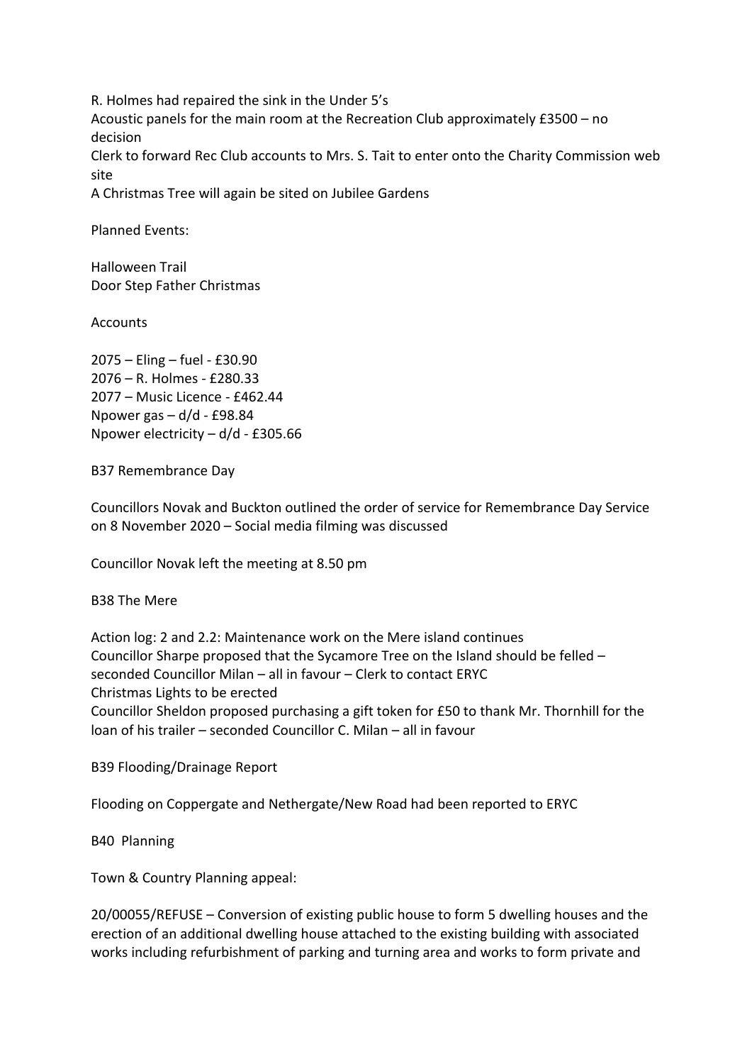R. Holmes had repaired the sink in the Under 5's
Acoustic panels for the main room at the Recreation Club approximately £3500 – no decision
Clerk to forward Rec Club accounts to Mrs. S. Tait to enter onto the Charity Commission web site
A Christmas Tree will again be sited on Jubilee Gardens

Planned Events:

Halloween Trail
Door Step Father Christmas

Accounts

2075 – Eling – fuel - £30.90
2076 – R. Holmes - £280.33
2077 – Music Licence - £462.44
Npower gas – d/d - £98.84
Npower electricity – d/d - £305.66

B37 Remembrance Day

Councillors Novak and Buckton outlined the order of service for Remembrance Day Service on 8 November 2020 – Social media filming was discussed

Councillor Novak left the meeting at 8.50 pm

B38 The Mere

Action log: 2 and 2.2: Maintenance work on the Mere island continues
Councillor Sharpe proposed that the Sycamore Tree on the Island should be felled – seconded Councillor Milan – all in favour – Clerk to contact ERYC
Christmas Lights to be erected
Councillor Sheldon proposed purchasing a gift token for £50 to thank Mr. Thornhill for the loan of his trailer – seconded Councillor C. Milan – all in favour

B39 Flooding/Drainage Report

Flooding on Coppergate and Nethergate/New Road had been reported to ERYC

B40 Planning

Town & Country Planning appeal:

20/00055/REFUSE – Conversion of existing public house to form 5 dwelling houses and the erection of an additional dwelling house attached to the existing building with associated works including refurbishment of parking and turning area and works to form private and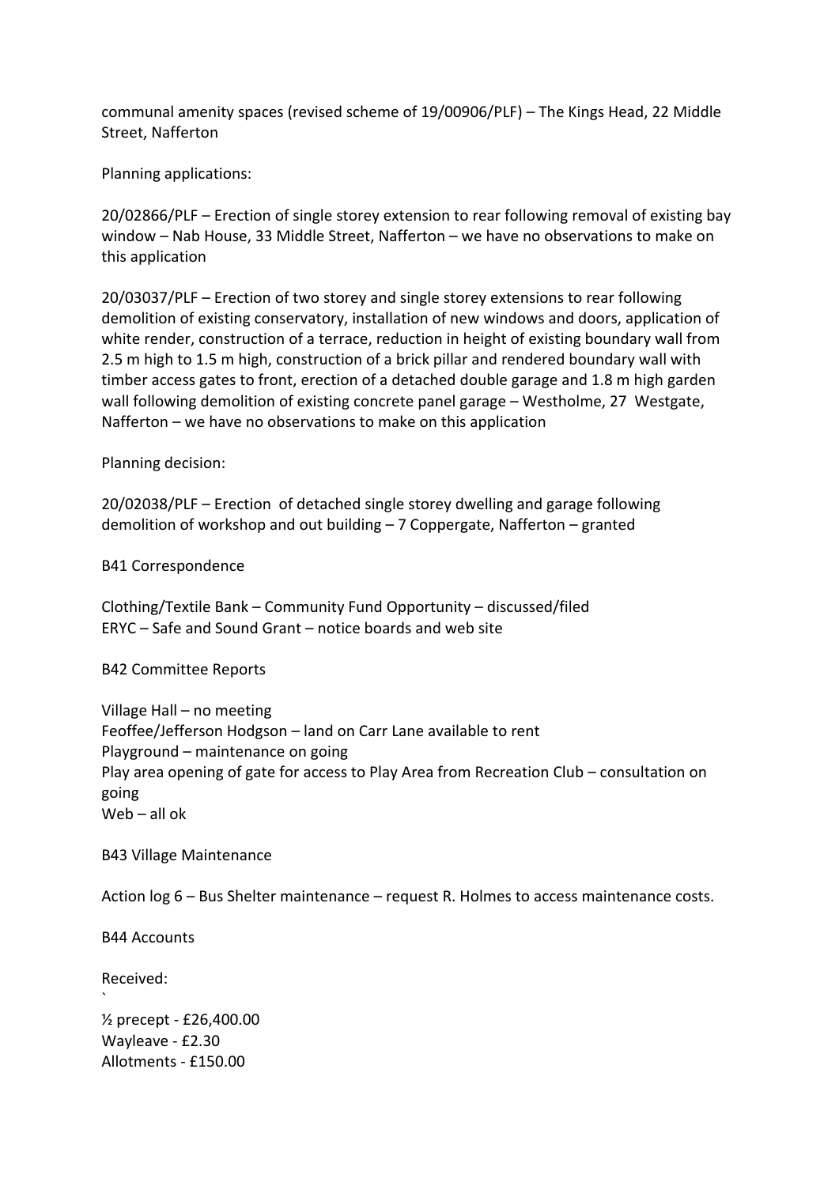communal amenity spaces (revised scheme of 19/00906/PLF) – The Kings Head, 22 Middle Street, Nafferton

Planning applications:

20/02866/PLF – Erection of single storey extension to rear following removal of existing bay window – Nab House, 33 Middle Street, Nafferton – we have no observations to make on this application

20/03037/PLF – Erection of two storey and single storey extensions to rear following demolition of existing conservatory, installation of new windows and doors, application of white render, construction of a terrace, reduction in height of existing boundary wall from 2.5 m high to 1.5 m high, construction of a brick pillar and rendered boundary wall with timber access gates to front, erection of a detached double garage and 1.8 m high garden wall following demolition of existing concrete panel garage – Westholme, 27 Westgate, Nafferton – we have no observations to make on this application

Planning decision:

20/02038/PLF – Erection of detached single storey dwelling and garage following demolition of workshop and out building – 7 Coppergate, Nafferton – granted

B41 Correspondence

Clothing/Textile Bank – Community Fund Opportunity – discussed/filed
ERYC – Safe and Sound Grant – notice boards and web site

B42 Committee Reports

Village Hall – no meeting
Feoffee/Jefferson Hodgson – land on Carr Lane available to rent
Playground – maintenance on going
Play area opening of gate for access to Play Area from Recreation Club – consultation on going
Web – all ok

B43 Village Maintenance

Action log 6 – Bus Shelter maintenance – request R. Holmes to access maintenance costs.

B44 Accounts

Received:
`
½ precept - £26,400.00
Wayleave - £2.30
Allotments - £150.00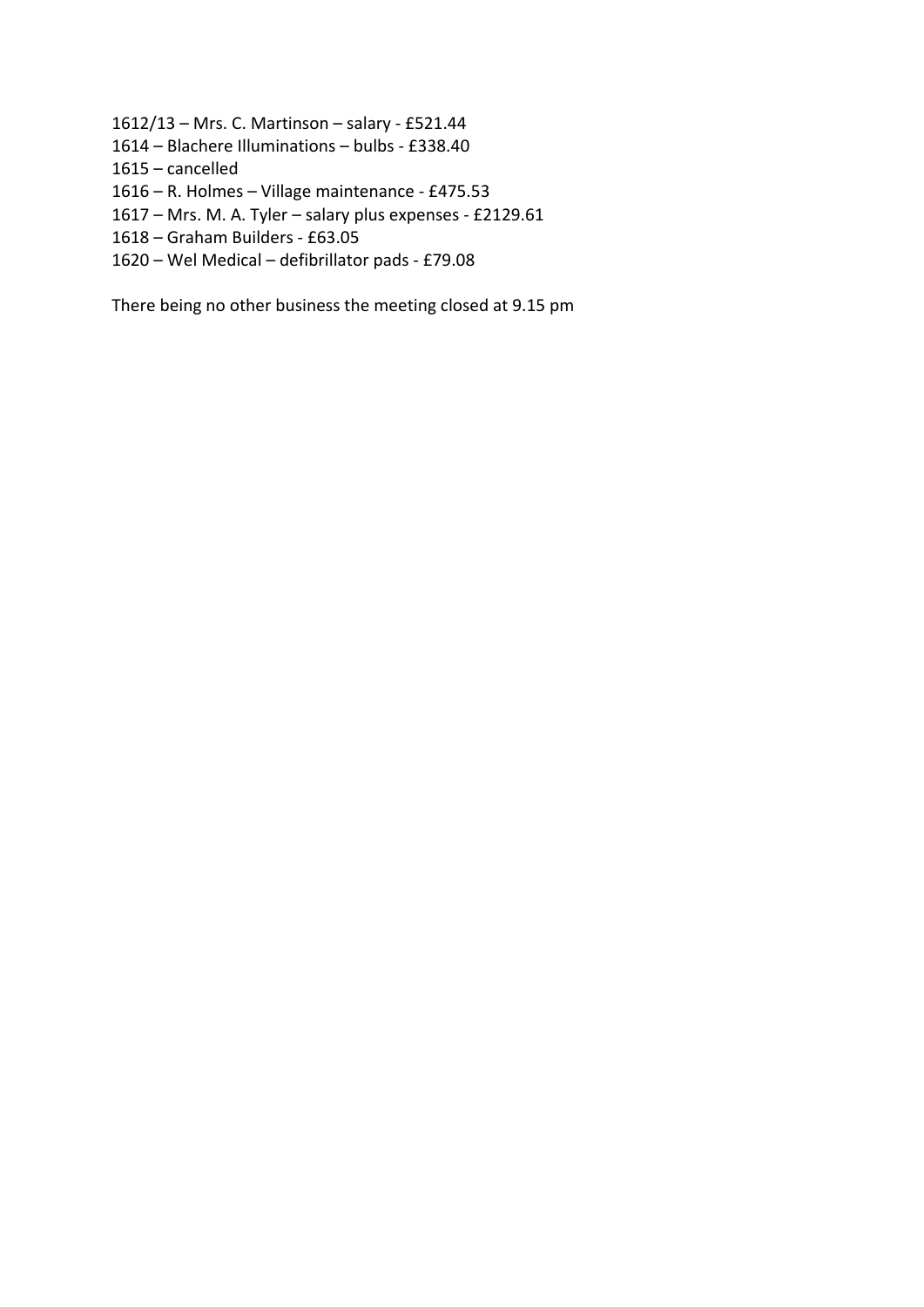1612/13 – Mrs. C. Martinson – salary - £521.44
1614 – Blachere Illuminations – bulbs - £338.40
1615 – cancelled
1616 – R. Holmes – Village maintenance - £475.53
1617 – Mrs. M. A. Tyler – salary plus expenses - £2129.61
1618 – Graham Builders - £63.05
1620 – Wel Medical – defibrillator pads - £79.08

There being no other business the meeting closed at 9.15 pm